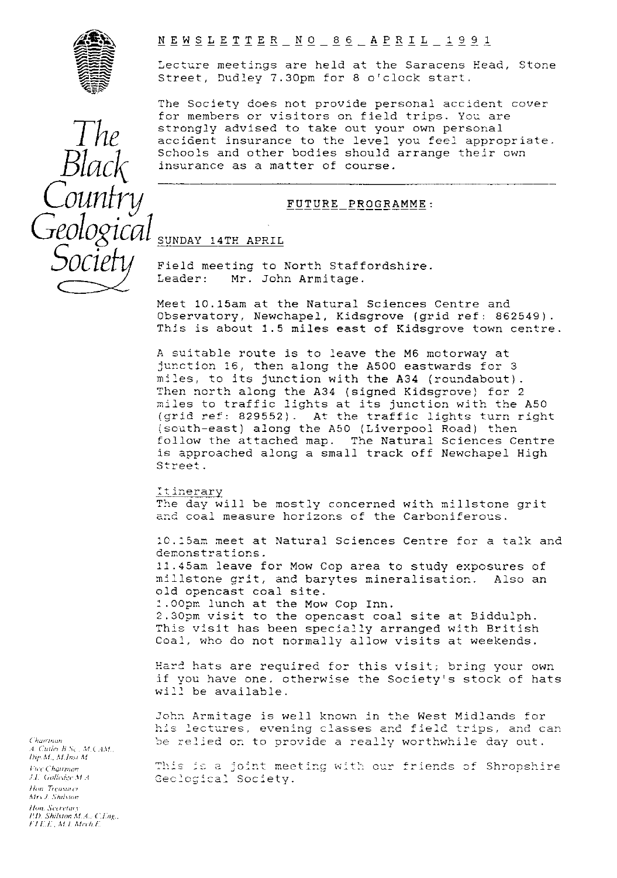# The Black Country Geological Society

## NEWSLETTER NO 86 APRIL 1991

Lecture meetings are held at the Saracens Head, Stone Street, Dudley 7.30pm for 8 o'clock start.

The Society does not provide personal accident cover for members or visitors on field trips. You are strongly advised to take out your own personal accident insurance to the level you feel appropriate. Schools and other bodies should arrange their own insurance as a matter of course.

---

## FUTURE PROGRAMME:

### SUNDAY 14TH APRIL

Field meeting to North Staffordshire.
Leader: Mr. John Armitage.

Meet 10.15am at the Natural Sciences Centre and Observatory, Newchapel, Kidsgrove (grid ref: 862549). This is about 1.5 miles east of Kidsgrove town centre.

A suitable route is to leave the M6 motorway at junction 16, then along the A500 eastwards for 3 miles, to its junction with the A34 (roundabout). Then north along the A34 (signed Kidsgrove) for 2 miles to traffic lights at its junction with the A50 (grid ref: 829552). At the traffic lights turn right (south-east) along the A50 (Liverpool Road) then follow the attached map. The Natural Sciences Centre is approached along a small track off Newchapel High Street.

Itinerary

The day will be mostly concerned with millstone grit and coal measure horizons of the Carboniferous.

10.15am meet at Natural Sciences Centre for a talk and demonstrations.
11.45am leave for Mow Cop area to study exposures of millstone grit, and barytes mineralisation. Also an old opencast coal site.
1.00pm lunch at the Mow Cop Inn.
2.30pm visit to the opencast coal site at Biddulph. This visit has been specially arranged with British Coal, who do not normally allow visits at weekends.

Hard hats are required for this visit; bring your own if you have one, otherwise the Society's stock of hats will be available.

John Armitage is well known in the West Midlands for his lectures, evening classes and field trips, and can be relied on to provide a really worthwhile day out.

This is a joint meeting with our friends of Shropshire Geological Society.

*Chairman*
A. Cutler B.Sc., M.CAM., Dip.M., M.Inst.M.
*Vice Chairman*
J.L. Golledge M.A.
*Hon. Treasurer*
Mrs J. Shilston
*Hon. Secretary*
P.D. Shilston M.A., C.Eng., F.I.E.E., M.I.Mech.E.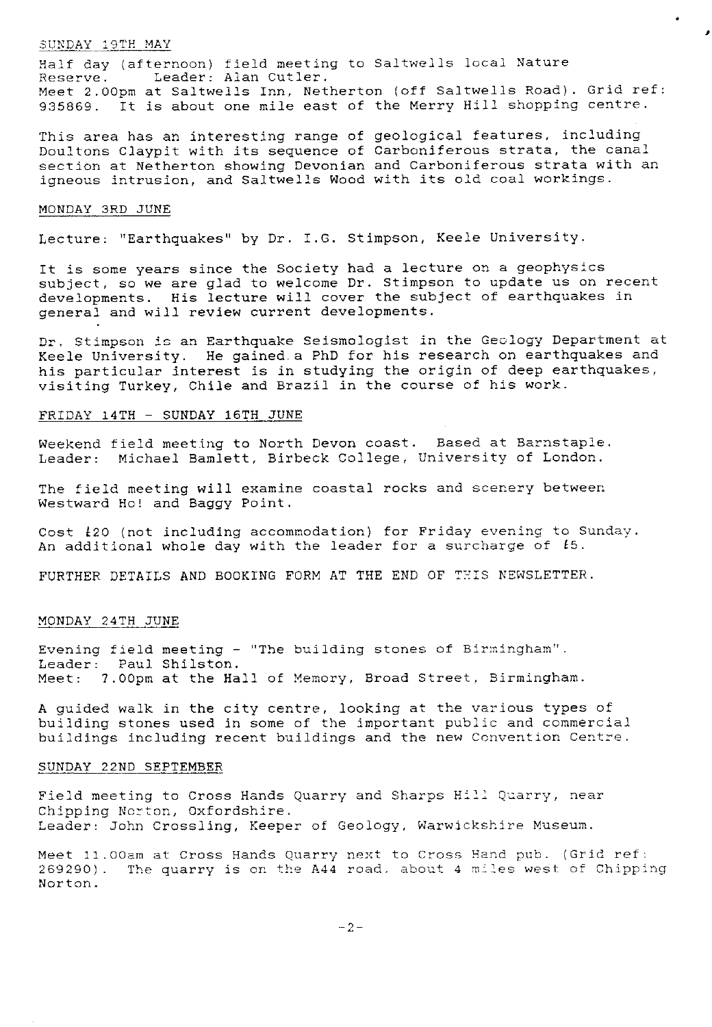SUNDAY 19TH MAY

Half day (afternoon) field meeting to Saltwells local Nature Reserve. Leader: Alan Cutler.
Meet 2.00pm at Saltwells Inn, Netherton (off Saltwells Road). Grid ref: 935869. It is about one mile east of the Merry Hill shopping centre.

This area has an interesting range of geological features, including Doultons Claypit with its sequence of Carboniferous strata, the canal section at Netherton showing Devonian and Carboniferous strata with an igneous intrusion, and Saltwells Wood with its old coal workings.

MONDAY 3RD JUNE

Lecture: "Earthquakes" by Dr. I.G. Stimpson, Keele University.

It is some years since the Society had a lecture on a geophysics subject, so we are glad to welcome Dr. Stimpson to update us on recent developments. His lecture will cover the subject of earthquakes in general and will review current developments.

Dr. Stimpson is an Earthquake Seismologist in the Geology Department at Keele University. He gained a PhD for his research on earthquakes and his particular interest is in studying the origin of deep earthquakes, visiting Turkey, Chile and Brazil in the course of his work.

FRIDAY 14TH - SUNDAY 16TH JUNE

Weekend field meeting to North Devon coast. Based at Barnstaple.
Leader: Michael Bamlett, Birbeck College, University of London.

The field meeting will examine coastal rocks and scenery between Westward Ho! and Baggy Point.

Cost £20 (not including accommodation) for Friday evening to Sunday. An additional whole day with the leader for a surcharge of £5.

FURTHER DETAILS AND BOOKING FORM AT THE END OF THIS NEWSLETTER.

MONDAY 24TH JUNE

Evening field meeting - "The building stones of Birmingham".
Leader: Paul Shilston.
Meet: 7.00pm at the Hall of Memory, Broad Street, Birmingham.

A guided walk in the city centre, looking at the various types of building stones used in some of the important public and commercial buildings including recent buildings and the new Convention Centre.

SUNDAY 22ND SEPTEMBER

Field meeting to Cross Hands Quarry and Sharps Hill Quarry, near Chipping Norton, Oxfordshire.
Leader: John Crossling, Keeper of Geology, Warwickshire Museum.

Meet 11.00am at Cross Hands Quarry next to Cross Hand pub. (Grid ref: 269290). The quarry is on the A44 road, about 4 miles west of Chipping Norton.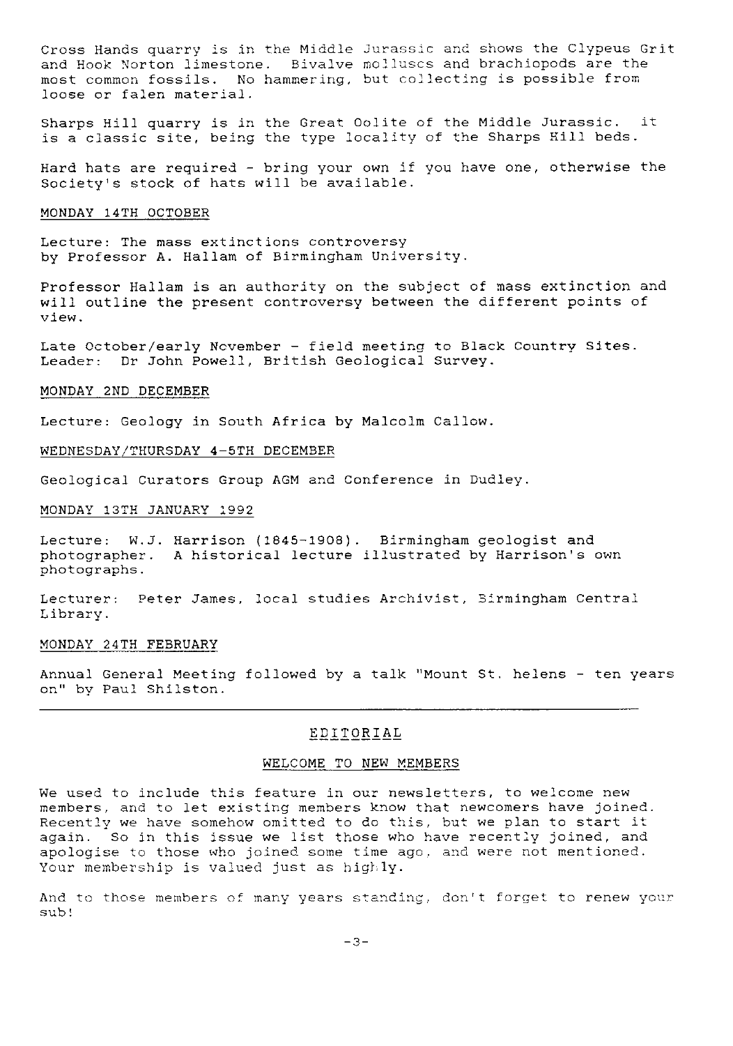Cross Hands quarry is in the Middle Jurassic and shows the Clypeus Grit and Hook Norton limestone. Bivalve molluscs and brachiopods are the most common fossils. No hammering, but collecting is possible from loose or falen material.

Sharps Hill quarry is in the Great Oolite of the Middle Jurassic. it is a classic site, being the type locality of the Sharps Hill beds.

Hard hats are required - bring your own if you have one, otherwise the Society's stock of hats will be available.

MONDAY 14TH OCTOBER

Lecture: The mass extinctions controversy
by Professor A. Hallam of Birmingham University.

Professor Hallam is an authority on the subject of mass extinction and will outline the present controversy between the different points of view.

Late October/early November - field meeting to Black Country Sites.
Leader: Dr John Powell, British Geological Survey.

MONDAY 2ND DECEMBER

Lecture: Geology in South Africa by Malcolm Callow.

WEDNESDAY/THURSDAY 4-5TH DECEMBER

Geological Curators Group AGM and Conference in Dudley.

MONDAY 13TH JANUARY 1992

Lecture: W.J. Harrison (1845-1908). Birmingham geologist and photographer. A historical lecture illustrated by Harrison's own photographs.

Lecturer: Peter James, local studies Archivist, Birmingham Central Library.

MONDAY 24TH FEBRUARY

Annual General Meeting followed by a talk "Mount St. helens - ten years on" by Paul Shilston.

---

## EDITORIAL

### WELCOME TO NEW MEMBERS

We used to include this feature in our newsletters, to welcome new members, and to let existing members know that newcomers have joined. Recently we have somehow omitted to do this, but we plan to start it again. So in this issue we list those who have recently joined, and apologise to those who joined some time ago, and were not mentioned. Your membership is valued just as highly.

And to those members of many years standing, don't forget to renew your sub!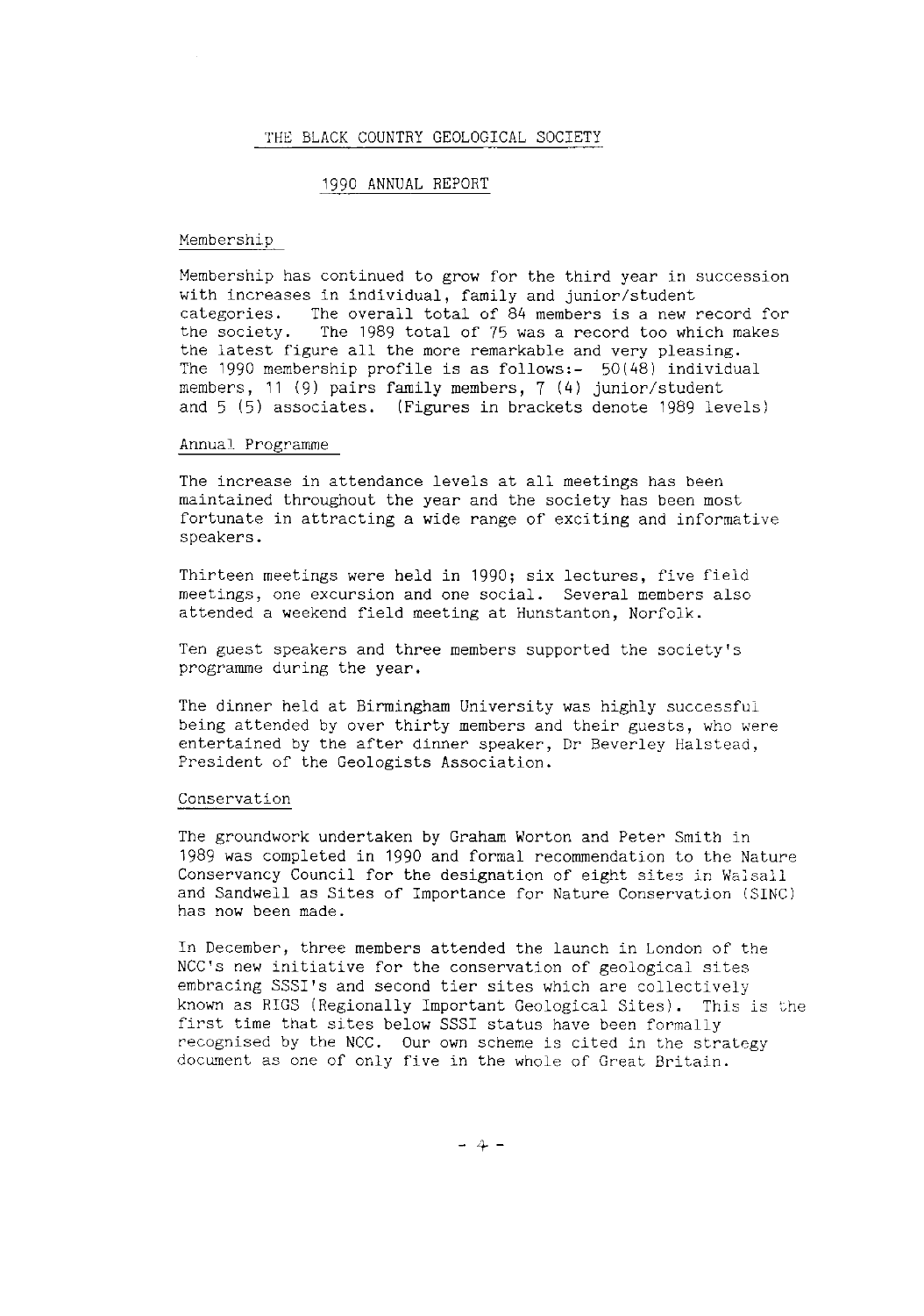# THE BLACK COUNTRY GEOLOGICAL SOCIETY

## 1990 ANNUAL REPORT

### Membership

Membership has continued to grow for the third year in succession with increases in individual, family and junior/student categories. The overall total of 84 members is a new record for the society. The 1989 total of 75 was a record too which makes the latest figure all the more remarkable and very pleasing. The 1990 membership profile is as follows:- 50(48) individual members, 11 (9) pairs family members, 7 (4) junior/student and 5 (5) associates. (Figures in brackets denote 1989 levels)

### Annual Programme

The increase in attendance levels at all meetings has been maintained throughout the year and the society has been most fortunate in attracting a wide range of exciting and informative speakers.

Thirteen meetings were held in 1990; six lectures, five field meetings, one excursion and one social. Several members also attended a weekend field meeting at Hunstanton, Norfolk.

Ten guest speakers and three members supported the society's programme during the year.

The dinner held at Birmingham University was highly successful being attended by over thirty members and their guests, who were entertained by the after dinner speaker, Dr Beverley Halstead, President of the Geologists Association.

### Conservation

The groundwork undertaken by Graham Worton and Peter Smith in 1989 was completed in 1990 and formal recommendation to the Nature Conservancy Council for the designation of eight sites in Walsall and Sandwell as Sites of Importance for Nature Conservation (SINC) has now been made.

In December, three members attended the launch in London of the NCC's new initiative for the conservation of geological sites embracing SSSI's and second tier sites which are collectively known as RIGS (Regionally Important Geological Sites). This is the first time that sites below SSSI status have been formally recognised by the NCC. Our own scheme is cited in the strategy document as one of only five in the whole of Great Britain.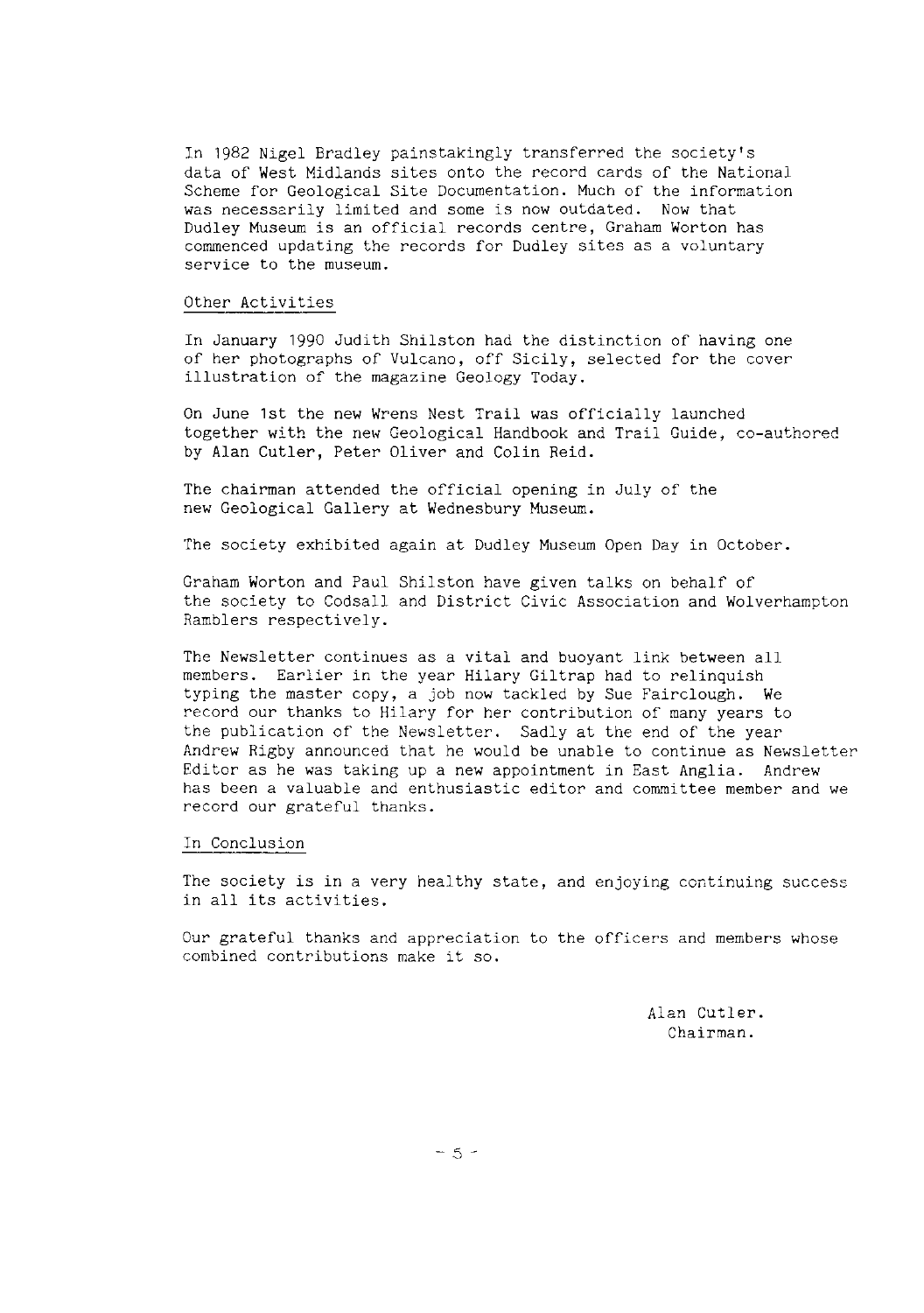In 1982 Nigel Bradley painstakingly transferred the society's data of West Midlands sites onto the record cards of the National Scheme for Geological Site Documentation. Much of the information was necessarily limited and some is now outdated. Now that Dudley Museum is an official records centre, Graham Worton has commenced updating the records for Dudley sites as a voluntary service to the museum.

## Other Activities

In January 1990 Judith Shilston had the distinction of having one of her photographs of Vulcano, off Sicily, selected for the cover illustration of the magazine Geology Today.

On June 1st the new Wrens Nest Trail was officially launched together with the new Geological Handbook and Trail Guide, co-authored by Alan Cutler, Peter Oliver and Colin Reid.

The chairman attended the official opening in July of the new Geological Gallery at Wednesbury Museum.

The society exhibited again at Dudley Museum Open Day in October.

Graham Worton and Paul Shilston have given talks on behalf of the society to Codsall and District Civic Association and Wolverhampton Ramblers respectively.

The Newsletter continues as a vital and buoyant link between all members. Earlier in the year Hilary Giltrap had to relinquish typing the master copy, a job now tackled by Sue Fairclough. We record our thanks to Hilary for her contribution of many years to the publication of the Newsletter. Sadly at the end of the year Andrew Rigby announced that he would be unable to continue as Newsletter Editor as he was taking up a new appointment in East Anglia. Andrew has been a valuable and enthusiastic editor and committee member and we record our grateful thanks.

## In Conclusion

The society is in a very healthy state, and enjoying continuing success in all its activities.

Our grateful thanks and appreciation to the officers and members whose combined contributions make it so.

Alan Cutler.
Chairman.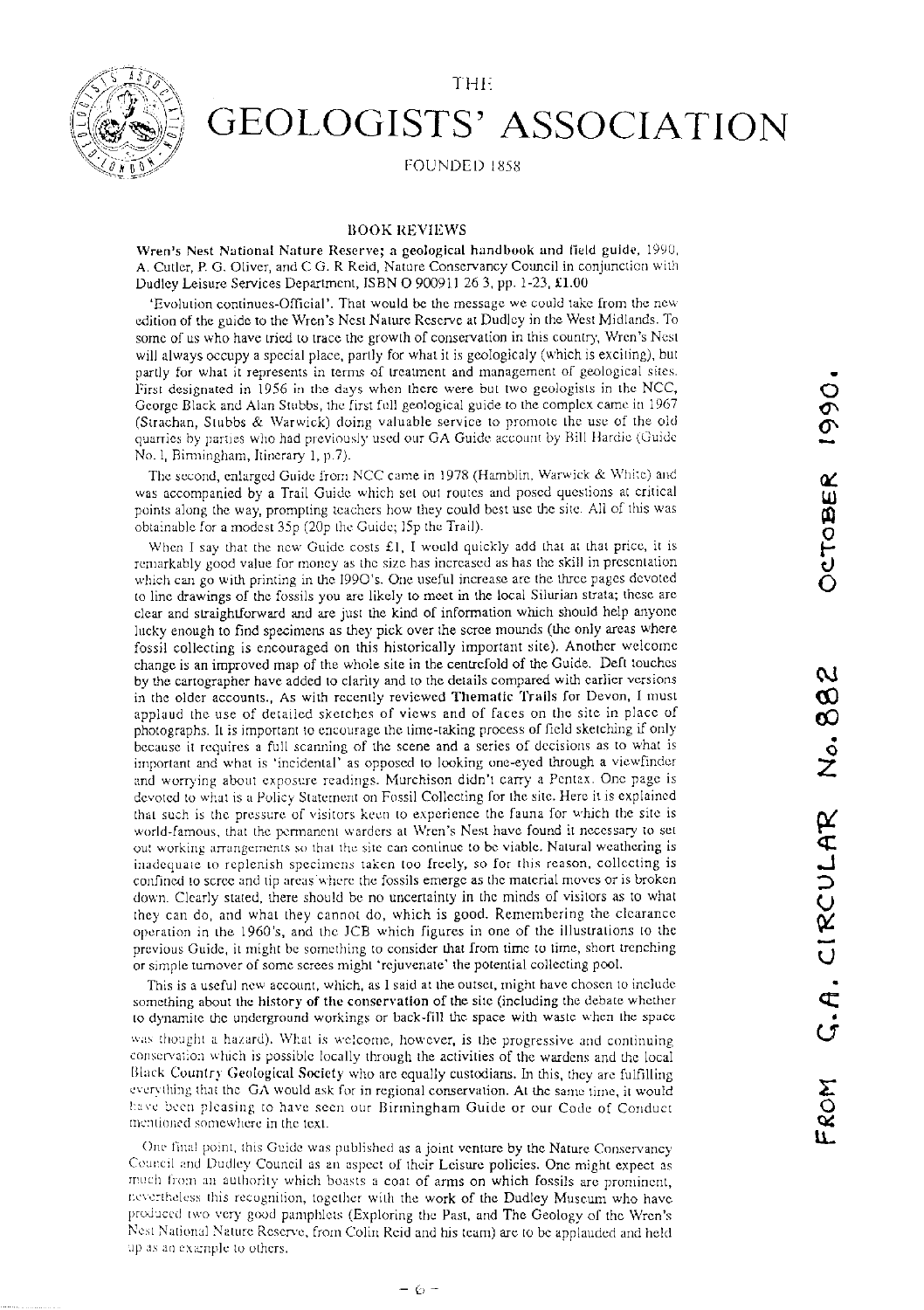# THE GEOLOGISTS' ASSOCIATION

FOUNDED 1858

FROM G.A. CIRCULAR No. 882 OCTOBER 1990.

## BOOK REVIEWS

**Wren's Nest National Nature Reserve; a geological handbook and field guide**, 1990, A. Cutler, P. G. Oliver, and C G. R Reid, Nature Conservancy Council in conjunction with Dudley Leisure Services Department, ISBN O 900911 26 3, pp. 1-23, £1.00

'Evolution continues-Official'. That would be the message we could take from the new edition of the guide to the Wren's Nest Nature Reserve at Dudley in the West Midlands. To some of us who have tried to trace the growth of conservation in this country, Wren's Nest will always occupy a special place, partly for what it is geologicaly (which is exciting), but partly for what it represents in terms of treatment and management of geological sites. First designated in 1956 in the days when there were but two geologists in the NCC, George Black and Alan Stubbs, the first full geological guide to the complex came in 1967 (Strachan, Stubbs & Warwick) doing valuable service to promote the use of the old quarries by parties who had previously used our GA Guide account by Bill Hardie (Guide No. 1, Birmingham, Itinerary 1, p.7).

The second, enlarged Guide from NCC came in 1978 (Hamblin, Warwick & White) and was accompanied by a Trail Guide which set out routes and posed questions at critical points along the way, prompting teachers how they could best use the site. All of this was obtainable for a modest 35p (20p the Guide; 15p the Trail).

When I say that the new Guide costs £1, I would quickly add that at that price, it is remarkably good value for money as the size has increased as has the skill in presentation which can go with printing in the 199O's. One useful increase are the three pages devoted to line drawings of the fossils you are likely to meet in the local Silurian strata; these are clear and straightforward and are just the kind of information which should help anyone lucky enough to find specimens as they pick over the scree mounds (the only areas where fossil collecting is encouraged on this historically important site). Another welcome change is an improved map of the whole site in the centrefold of the Guide. Deft touches by the cartographer have added to clarity and to the details compared with earlier versions in the older accounts., As with recently reviewed **Thematic Trails** for Devon, I must applaud the use of detailed sketches of views and of faces on the site in place of photographs. It is important to encourage the time-taking process of field sketching if only because it requires a full scanning of the scene and a series of decisions as to what is important and what is 'incidental' as opposed to looking one-eyed through a viewfinder and worrying about exposure readings. Murchison didn't carry a Pentax. One page is devoted to what is a Policy Statement on Fossil Collecting for the site. Here it is explained that such is the pressure of visitors keen to experience the fauna for which the site is world-famous, that the permanent wardens at Wren's Nest have found it necessary to set out working arrangements so that the site can continue to be viable. Natural weathering is inadequate to replenish specimens taken too freely, so for this reason, collecting is confined to scree and tip areas where the fossils emerge as the material moves or is broken down. Clearly stated, there should be no uncertainty in the minds of visitors as to what they can do, and what they cannot do, which is good. Remembering the clearance operation in the 1960's, and the JCB which figures in one of the illustrations to the previous Guide, it might be something to consider that from time to time, short trenching or simple turnover of some screes might 'rejuvenate' the potential collecting pool.

This is a useful new account, which, as I said at the outset, might have chosen to include something about the **history of the conservation** of the site (including the debate whether to dynamite the underground workings or back-fill the space with waste when the space was thought a hazard). What is welcome, however, is the progressive and continuing conservation which is possible locally through the activities of the wardens and the local **Black Country Geological Society** who are equally custodians. In this, they are fulfilling everything that the GA would ask for in regional conservation. At the same time, it would have been pleasing to have seen our Birmingham Guide or our Code of Conduct mentioned somewhere in the text.

One final point, this Guide was published as a joint venture by the Nature Conservancy Council and Dudley Council as an aspect of their Leisure policies. One might expect as much from an authority which boasts a coat of arms on which fossils are prominent, nevertheless this recognition, together with the work of the Dudley Museum who have produced two very good pamphlets (Exploring the Past, and The Geology of the Wren's Nest National Nature Reserve, from Colin Reid and his team) are to be applauded and held up as an example to others.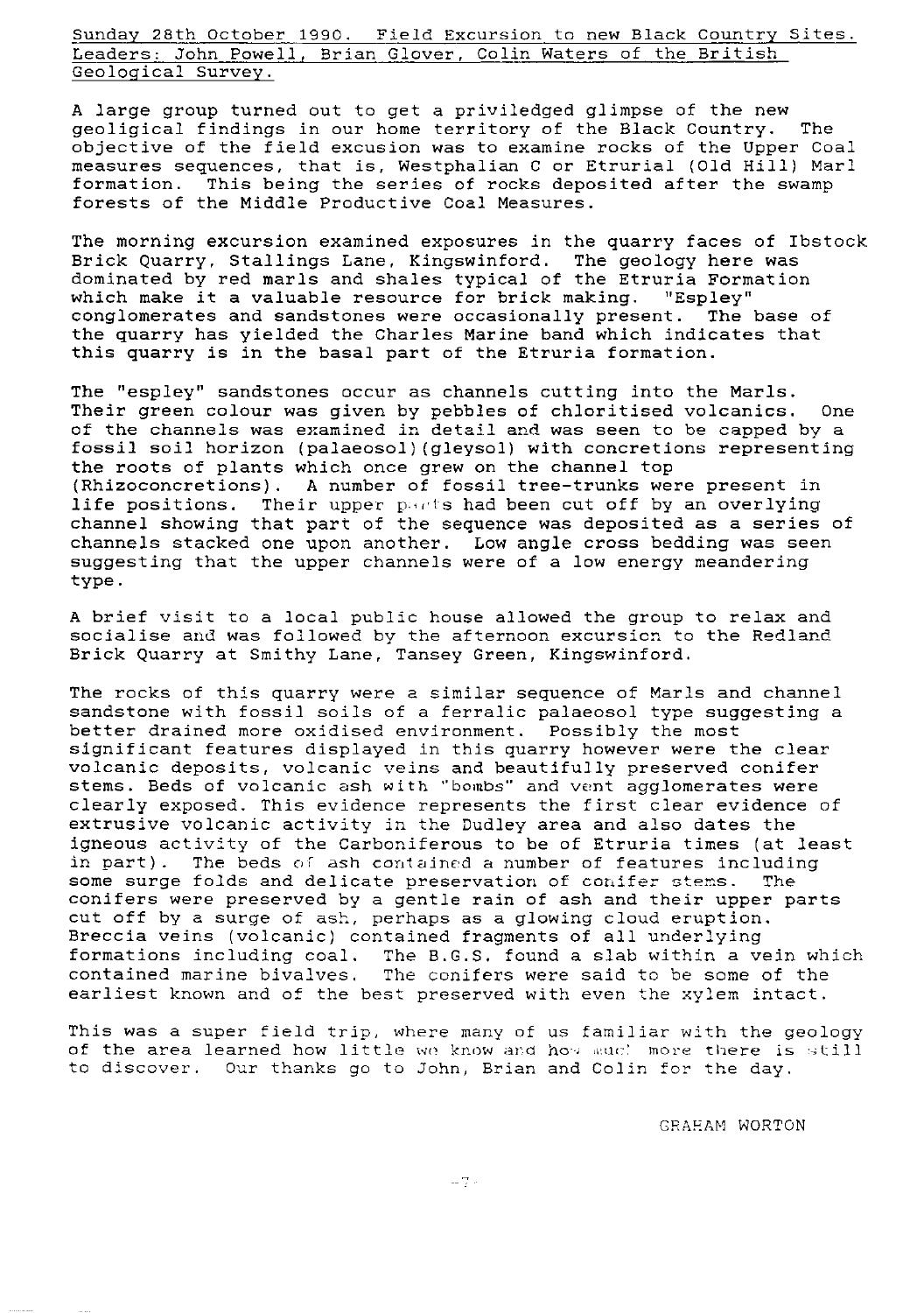Sunday 28th October 1990. Field Excursion to new Black Country Sites. Leaders: John Powell, Brian Glover, Colin Waters of the British Geological Survey.

A large group turned out to get a priviledged glimpse of the new geological findings in our home territory of the Black Country. The objective of the field excusion was to examine rocks of the Upper Coal measures sequences, that is, Westphalian C or Etrurial (Old Hill) Marl formation. This being the series of rocks deposited after the swamp forests of the Middle Productive Coal Measures.

The morning excursion examined exposures in the quarry faces of Ibstock Brick Quarry, Stallings Lane, Kingswinford. The geology here was dominated by red marls and shales typical of the Etruria Formation which make it a valuable resource for brick making. "Espley" conglomerates and sandstones were occasionally present. The base of the quarry has yielded the Charles Marine band which indicates that this quarry is in the basal part of the Etruria formation.

The "espley" sandstones occur as channels cutting into the Marls. Their green colour was given by pebbles of chloritised volcanics. One of the channels was examined in detail and was seen to be capped by a fossil soil horizon (palaeosol)(gleysol) with concretions representing the roots of plants which once grew on the channel top (Rhizoconcretions). A number of fossil tree-trunks were present in life positions. Their upper parts had been cut off by an overlying channel showing that part of the sequence was deposited as a series of channels stacked one upon another. Low angle cross bedding was seen suggesting that the upper channels were of a low energy meandering type.

A brief visit to a local public house allowed the group to relax and socialise and was followed by the afternoon excursion to the Redland Brick Quarry at Smithy Lane, Tansey Green, Kingswinford.

The rocks of this quarry were a similar sequence of Marls and channel sandstone with fossil soils of a ferralic palaeosol type suggesting a better drained more oxidised environment. Possibly the most significant features displayed in this quarry however were the clear volcanic deposits, volcanic veins and beautifully preserved conifer stems. Beds of volcanic ash with "bombs" and vent agglomerates were clearly exposed. This evidence represents the first clear evidence of extrusive volcanic activity in the Dudley area and also dates the igneous activity of the Carboniferous to be of Etruria times (at least in part). The beds of ash contained a number of features including some surge folds and delicate preservation of conifer stems. The conifers were preserved by a gentle rain of ash and their upper parts cut off by a surge of ash, perhaps as a glowing cloud eruption. Breccia veins (volcanic) contained fragments of all underlying formations including coal. The B.G.S. found a slab within a vein which contained marine bivalves. The conifers were said to be some of the earliest known and of the best preserved with even the xylem intact.

This was a super field trip, where many of us familiar with the geology of the area learned how little we know and how much more there is still to discover. Our thanks go to John, Brian and Colin for the day.

GRAHAM WORTON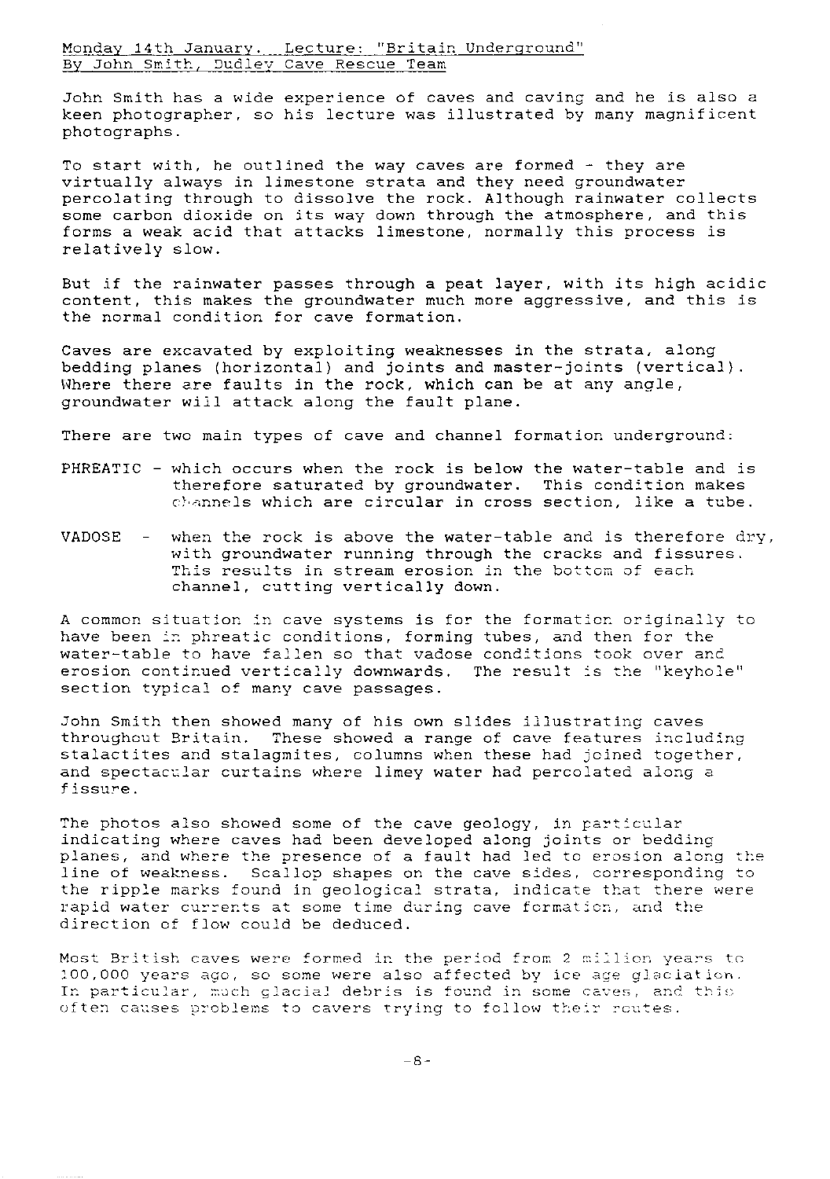Monday 14th January. Lecture: "Britain Underground"
By John Smith, Dudley Cave Rescue Team

John Smith has a wide experience of caves and caving and he is also a keen photographer, so his lecture was illustrated by many magnificent photographs.

To start with, he outlined the way caves are formed - they are virtually always in limestone strata and they need groundwater percolating through to dissolve the rock. Although rainwater collects some carbon dioxide on its way down through the atmosphere, and this forms a weak acid that attacks limestone, normally this process is relatively slow.

But if the rainwater passes through a peat layer, with its high acidic content, this makes the groundwater much more aggressive, and this is the normal condition for cave formation.

Caves are excavated by exploiting weaknesses in the strata, along bedding planes (horizontal) and joints and master-joints (vertical). Where there are faults in the rock, which can be at any angle, groundwater will attack along the fault plane.

There are two main types of cave and channel formation underground:

PHREATIC - which occurs when the rock is below the water-table and is therefore saturated by groundwater. This condition makes channels which are circular in cross section, like a tube.

VADOSE - when the rock is above the water-table and is therefore dry, with groundwater running through the cracks and fissures. This results in stream erosion in the bottom of each channel, cutting vertically down.

A common situation in cave systems is for the formation originally to have been in phreatic conditions, forming tubes, and then for the water-table to have fallen so that vadose conditions took over and erosion continued vertically downwards. The result is the "keyhole" section typical of many cave passages.

John Smith then showed many of his own slides illustrating caves throughout Britain. These showed a range of cave features including stalactites and stalagmites, columns when these had joined together, and spectacular curtains where limey water had percolated along a fissure.

The photos also showed some of the cave geology, in particular indicating where caves had been developed along joints or bedding planes, and where the presence of a fault had led to erosion along the line of weakness. Scallop shapes on the cave sides, corresponding to the ripple marks found in geological strata, indicate that there were rapid water currents at some time during cave formation, and the direction of flow could be deduced.

Most British caves were formed in the period from 2 million years to 100,000 years ago, so some were also affected by ice age glaciation. In particular, much glacial debris is found in some caves, and this often causes problems to cavers trying to follow their routes.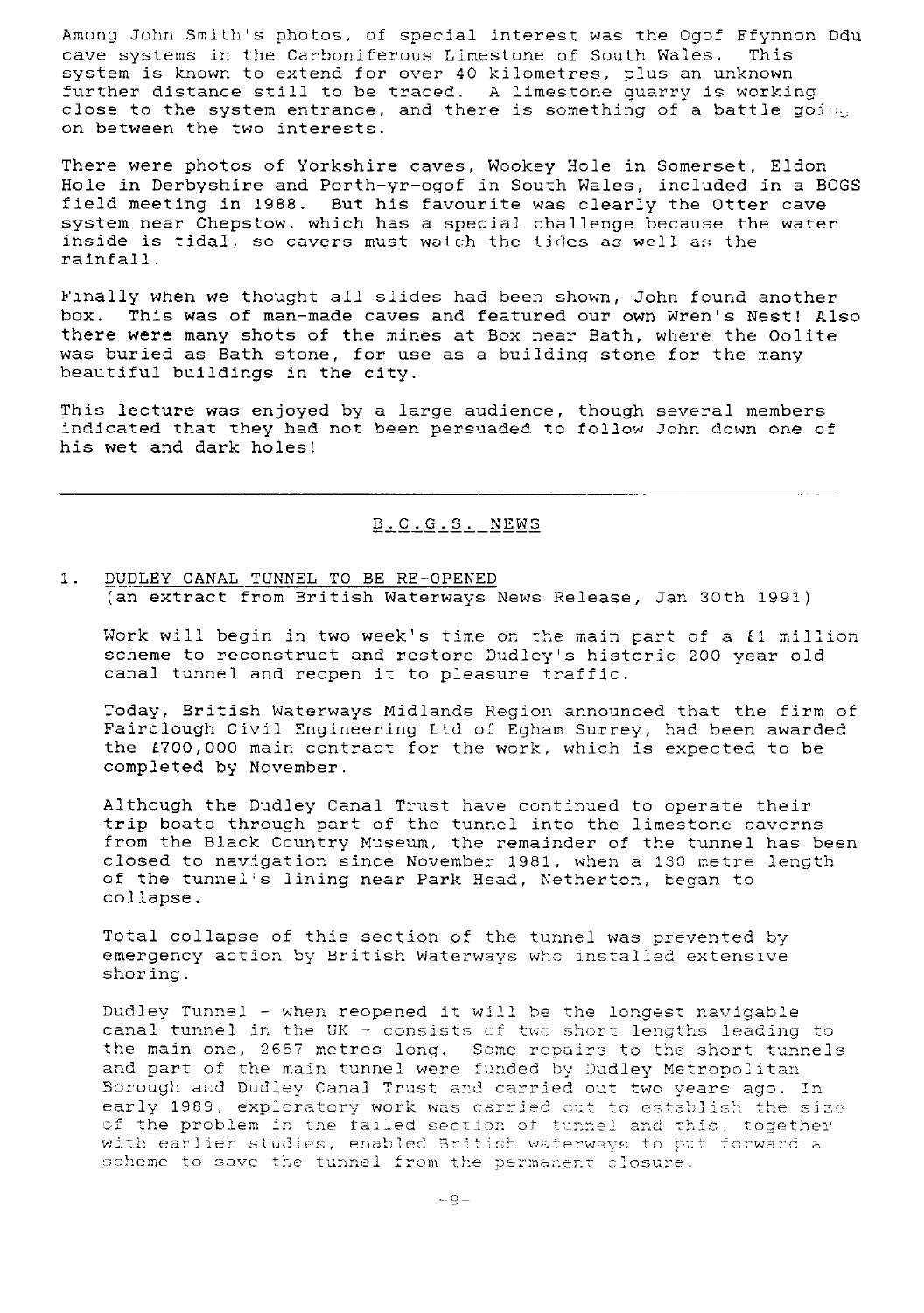Among John Smith's photos, of special interest was the Ogof Ffynnon Ddu cave systems in the Carboniferous Limestone of South Wales. This system is known to extend for over 40 kilometres, plus an unknown further distance still to be traced. A limestone quarry is working close to the system entrance, and there is something of a battle going on between the two interests.

There were photos of Yorkshire caves, Wookey Hole in Somerset, Eldon Hole in Derbyshire and Porth-yr-ogof in South Wales, included in a BCGS field meeting in 1988. But his favourite was clearly the Otter cave system near Chepstow, which has a special challenge because the water inside is tidal, so cavers must watch the tides as well as the rainfall.

Finally when we thought all slides had been shown, John found another box. This was of man-made caves and featured our own Wren's Nest! Also there were many shots of the mines at Box near Bath, where the Oolite was buried as Bath stone, for use as a building stone for the many beautiful buildings in the city.

This lecture was enjoyed by a large audience, though several members indicated that they had not been persuaded to follow John down one of his wet and dark holes!

---

## B.C.G.S. NEWS

1. DUDLEY CANAL TUNNEL TO BE RE-OPENED
(an extract from British Waterways News Release, Jan 30th 1991)

Work will begin in two week's time on the main part of a £1 million scheme to reconstruct and restore Dudley's historic 200 year old canal tunnel and reopen it to pleasure traffic.

Today, British Waterways Midlands Region announced that the firm of Fairclough Civil Engineering Ltd of Egham Surrey, had been awarded the £700,000 main contract for the work, which is expected to be completed by November.

Although the Dudley Canal Trust have continued to operate their trip boats through part of the tunnel into the limestone caverns from the Black Country Museum, the remainder of the tunnel has been closed to navigation since November 1981, when a 130 metre length of the tunnel's lining near Park Head, Netherton, began to collapse.

Total collapse of this section of the tunnel was prevented by emergency action by British Waterways who installed extensive shoring.

Dudley Tunnel - when reopened it will be the longest navigable canal tunnel in the UK - consists of two short lengths leading to the main one, 2657 metres long. Some repairs to the short tunnels and part of the main tunnel were funded by Dudley Metropolitan Borough and Dudley Canal Trust and carried out two years ago. In early 1989, exploratory work was carried out to establish the size of the problem in the failed section of tunnel and this, together with earlier studies, enabled British Waterways to put forward a scheme to save the tunnel from the permanent closure.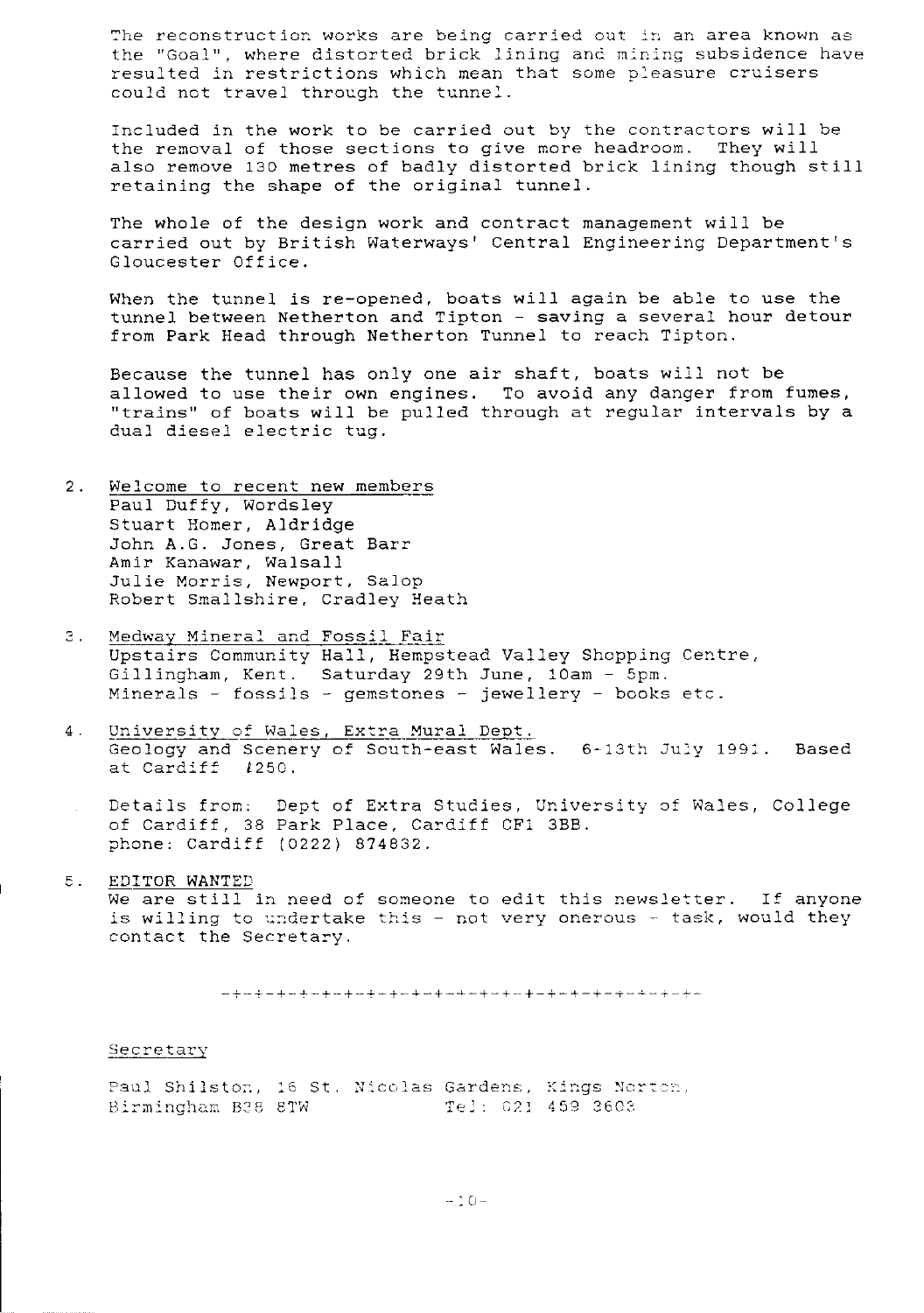The reconstruction works are being carried out in an area known as the "Goal", where distorted brick lining and mining subsidence have resulted in restrictions which mean that some pleasure cruisers could not travel through the tunnel.

Included in the work to be carried out by the contractors will be the removal of those sections to give more headroom. They will also remove 130 metres of badly distorted brick lining though still retaining the shape of the original tunnel.

The whole of the design work and contract management will be carried out by British Waterways' Central Engineering Department's Gloucester Office.

When the tunnel is re-opened, boats will again be able to use the tunnel between Netherton and Tipton - saving a several hour detour from Park Head through Netherton Tunnel to reach Tipton.

Because the tunnel has only one air shaft, boats will not be allowed to use their own engines. To avoid any danger from fumes, "trains" of boats will be pulled through at regular intervals by a dual diesel electric tug.

2. Welcome to recent new members
   Paul Duffy, Wordsley
   Stuart Homer, Aldridge
   John A.G. Jones, Great Barr
   Amir Kanawar, Walsall
   Julie Morris, Newport, Salop
   Robert Smallshire, Cradley Heath

3. Medway Mineral and Fossil Fair
   Upstairs Community Hall, Hempstead Valley Shopping Centre, Gillingham, Kent. Saturday 29th June, 10am - 5pm.
   Minerals - fossils - gemstones - jewellery - books etc.

4. University of Wales, Extra Mural Dept.
   Geology and Scenery of South-east Wales. 6-13th July 1991. Based at Cardiff £250.

   Details from: Dept of Extra Studies, University of Wales, College of Cardiff, 38 Park Place, Cardiff CF1 3BB.
   phone: Cardiff (0222) 874832.

5. EDITOR WANTED
   We are still in need of someone to edit this newsletter. If anyone is willing to undertake this - not very onerous - task, would they contact the Secretary.

-+-+-+-+-+-+-+-+-+-+-+-+-+-+-+-+-+-+-+-+-+-+-+-

Secretary

Paul Shilston, 16 St. Nicolas Gardens, Kings Norton, Birmingham B38 8TW Tel: 021 459 3603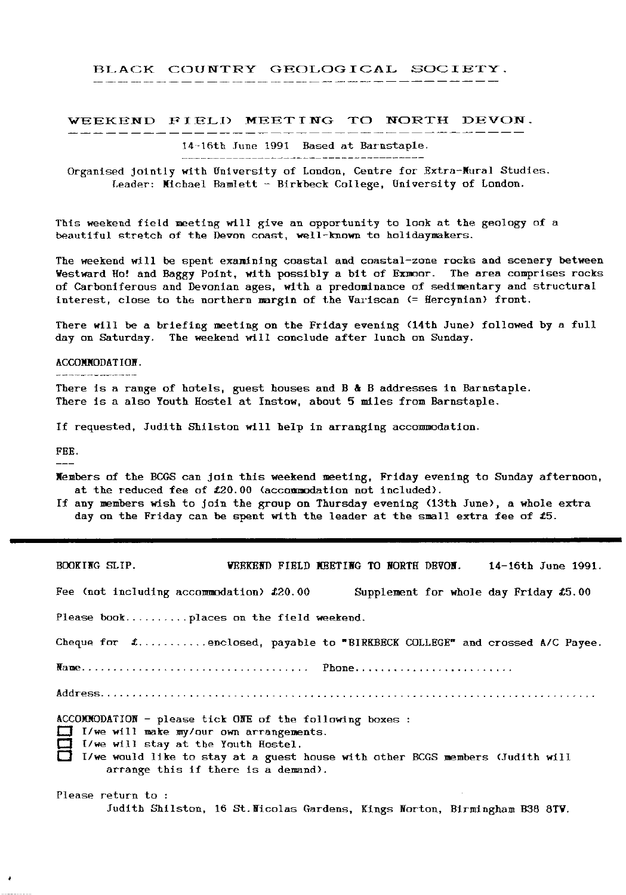# BLACK COUNTRY GEOLOGICAL SOCIETY.

## WEEKEND FIELD MEETING TO NORTH DEVON.

14-16th June 1991 Based at Barnstaple.

Organised jointly with University of London, Centre for Extra-Mural Studies.
Leader: Michael Bamlett - Birkbeck College, University of London.

This weekend field meeting will give an opportunity to look at the geology of a beautiful stretch of the Devon coast, well-known to holidaymakers.

The weekend will be spent examining coastal and coastal-zone rocks and scenery between Westward Ho! and Baggy Point, with possibly a bit of Exmoor. The area comprises rocks of Carboniferous and Devonian ages, with a predominance of sedimentary and structural interest, close to the northern margin of the Variscan (= Hercynian) front.

There will be a briefing meeting on the Friday evening (14th June) followed by a full day on Saturday. The weekend will conclude after lunch on Sunday.

### ACCOMMODATION.

There is a range of hotels, guest houses and B & B addresses in Barnstaple.
There is a also Youth Hostel at Instow, about 5 miles from Barnstaple.

If requested, Judith Shilston will help in arranging accommodation.

### FEE.

Members of the BCGS can join this weekend meeting, Friday evening to Sunday afternoon, at the reduced fee of £20.00 (accommodation not included).
If any members wish to join the group on Thursday evening (13th June), a whole extra day on the Friday can be spent with the leader at the small extra fee of £5.

---

BOOKING SLIP. WEEKEND FIELD MEETING TO NORTH DEVON. 14-16th June 1991.

Fee (not including accommodation) £20.00 Supplement for whole day Friday £5.00

Please book..........places on the field weekend.

Cheque for £...........enclosed, payable to "BIRKBECK COLLEGE" and crossed A/C Payee.

Name.................................... Phone.........................

Address.............................................................................

ACCOMMODATION - please tick ONE of the following boxes :
- ☐ I/we will make my/our own arrangements.
- ☐ I/we will stay at the Youth Hostel.
- ☐ I/we would like to stay at a guest house with other BCGS members (Judith will arrange this if there is a demand).

Please return to :
Judith Shilston, 16 St.Nicolas Gardens, Kings Norton, Birmingham B38 8TW.